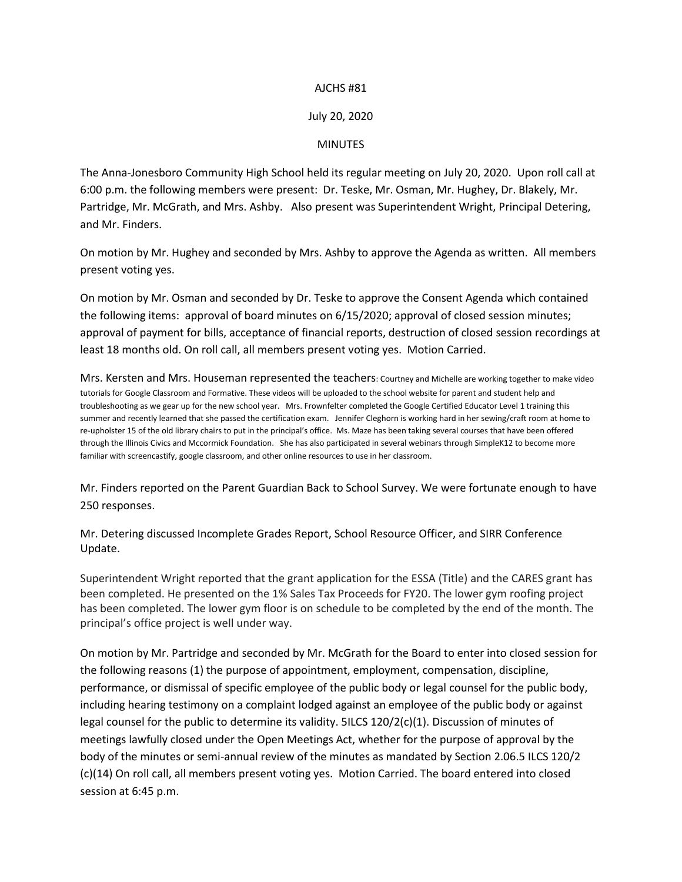AJCHS #81

July 20, 2020

MINUTES

The Anna-Jonesboro Community High School held its regular meeting on July 20, 2020. Upon roll call at 6:00 p.m. the following members were present: Dr. Teske, Mr. Osman, Mr. Hughey, Dr. Blakely, Mr. Partridge, Mr. McGrath, and Mrs. Ashby. Also present was Superintendent Wright, Principal Detering, and Mr. Finders.

On motion by Mr. Hughey and seconded by Mrs. Ashby to approve the Agenda as written. All members present voting yes.

On motion by Mr. Osman and seconded by Dr. Teske to approve the Consent Agenda which contained the following items: approval of board minutes on 6/15/2020; approval of closed session minutes; approval of payment for bills, acceptance of financial reports, destruction of closed session recordings at least 18 months old. On roll call, all members present voting yes. Motion Carried.

Mrs. Kersten and Mrs. Houseman represented the teachers: Courtney and Michelle are working together to make video tutorials for Google Classroom and Formative. These videos will be uploaded to the school website for parent and student help and troubleshooting as we gear up for the new school year. Mrs. Frownfelter completed the Google Certified Educator Level 1 training this summer and recently learned that she passed the certification exam. Jennifer Cleghorn is working hard in her sewing/craft room at home to re-upholster 15 of the old library chairs to put in the principal's office. Ms. Maze has been taking several courses that have been offered through the Illinois Civics and Mccormick Foundation. She has also participated in several webinars through SimpleK12 to become more familiar with screencastify, google classroom, and other online resources to use in her classroom.

Mr. Finders reported on the Parent Guardian Back to School Survey. We were fortunate enough to have 250 responses.

Mr. Detering discussed Incomplete Grades Report, School Resource Officer, and SIRR Conference Update.

Superintendent Wright reported that the grant application for the ESSA (Title) and the CARES grant has been completed. He presented on the 1% Sales Tax Proceeds for FY20. The lower gym roofing project has been completed. The lower gym floor is on schedule to be completed by the end of the month. The principal's office project is well under way.

On motion by Mr. Partridge and seconded by Mr. McGrath for the Board to enter into closed session for the following reasons (1) the purpose of appointment, employment, compensation, discipline, performance, or dismissal of specific employee of the public body or legal counsel for the public body, including hearing testimony on a complaint lodged against an employee of the public body or against legal counsel for the public to determine its validity. 5ILCS 120/2(c)(1). Discussion of minutes of meetings lawfully closed under the Open Meetings Act, whether for the purpose of approval by the body of the minutes or semi-annual review of the minutes as mandated by Section 2.06.5 ILCS 120/2 (c)(14) On roll call, all members present voting yes. Motion Carried. The board entered into closed session at 6:45 p.m.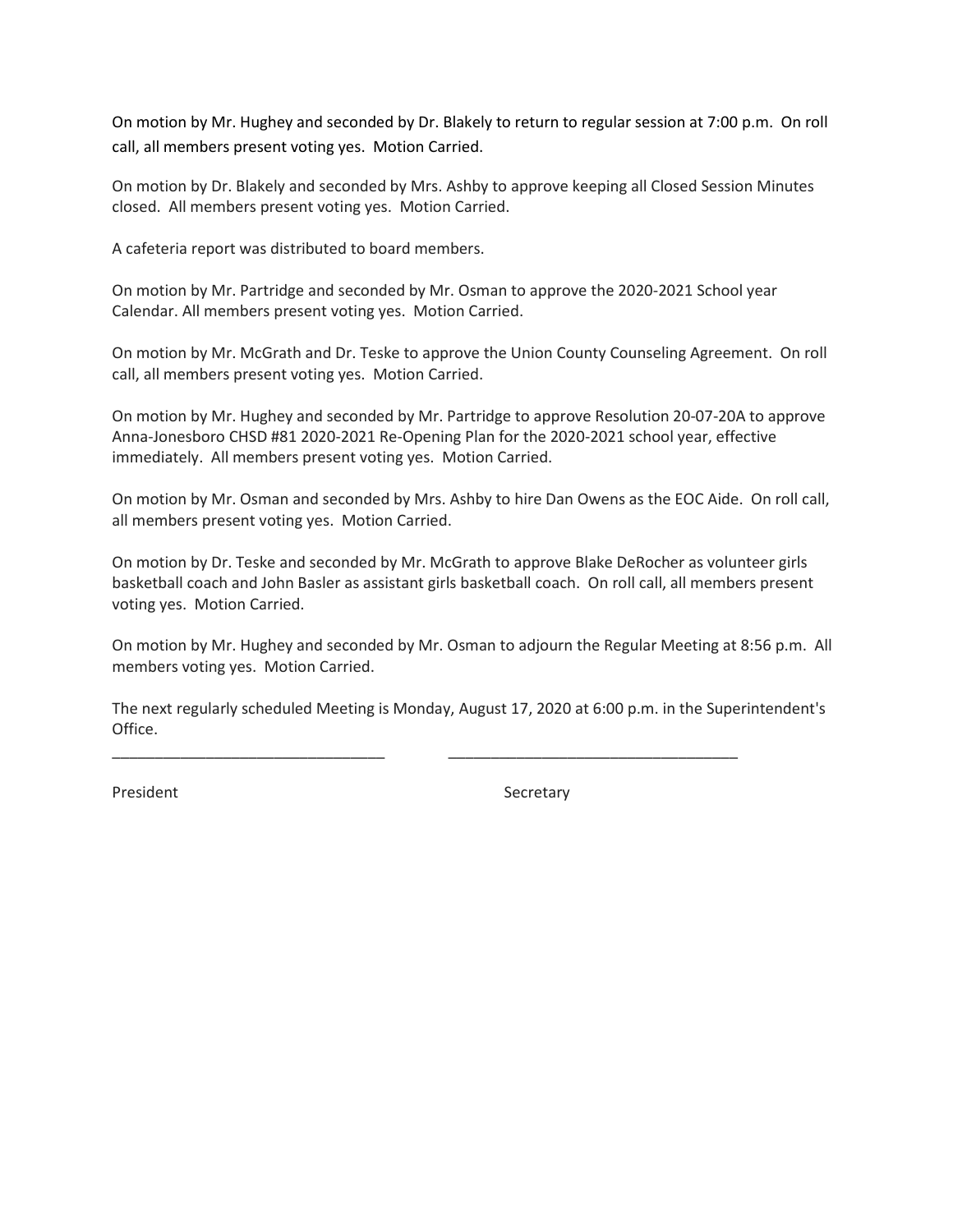On motion by Mr. Hughey and seconded by Dr. Blakely to return to regular session at 7:00 p.m. On roll call, all members present voting yes. Motion Carried.

On motion by Dr. Blakely and seconded by Mrs. Ashby to approve keeping all Closed Session Minutes closed. All members present voting yes. Motion Carried.

A cafeteria report was distributed to board members.

On motion by Mr. Partridge and seconded by Mr. Osman to approve the 2020-2021 School year Calendar. All members present voting yes. Motion Carried.

On motion by Mr. McGrath and Dr. Teske to approve the Union County Counseling Agreement. On roll call, all members present voting yes. Motion Carried.

On motion by Mr. Hughey and seconded by Mr. Partridge to approve Resolution 20-07-20A to approve Anna-Jonesboro CHSD #81 2020-2021 Re-Opening Plan for the 2020-2021 school year, effective immediately. All members present voting yes. Motion Carried.

On motion by Mr. Osman and seconded by Mrs. Ashby to hire Dan Owens as the EOC Aide. On roll call, all members present voting yes. Motion Carried.

On motion by Dr. Teske and seconded by Mr. McGrath to approve Blake DeRocher as volunteer girls basketball coach and John Basler as assistant girls basketball coach. On roll call, all members present voting yes. Motion Carried.

On motion by Mr. Hughey and seconded by Mr. Osman to adjourn the Regular Meeting at 8:56 p.m. All members voting yes. Motion Carried.

The next regularly scheduled Meeting is Monday, August 17, 2020 at 6:00 p.m. in the Superintendent's Office.

________________________________ __________________________________

President Secretary